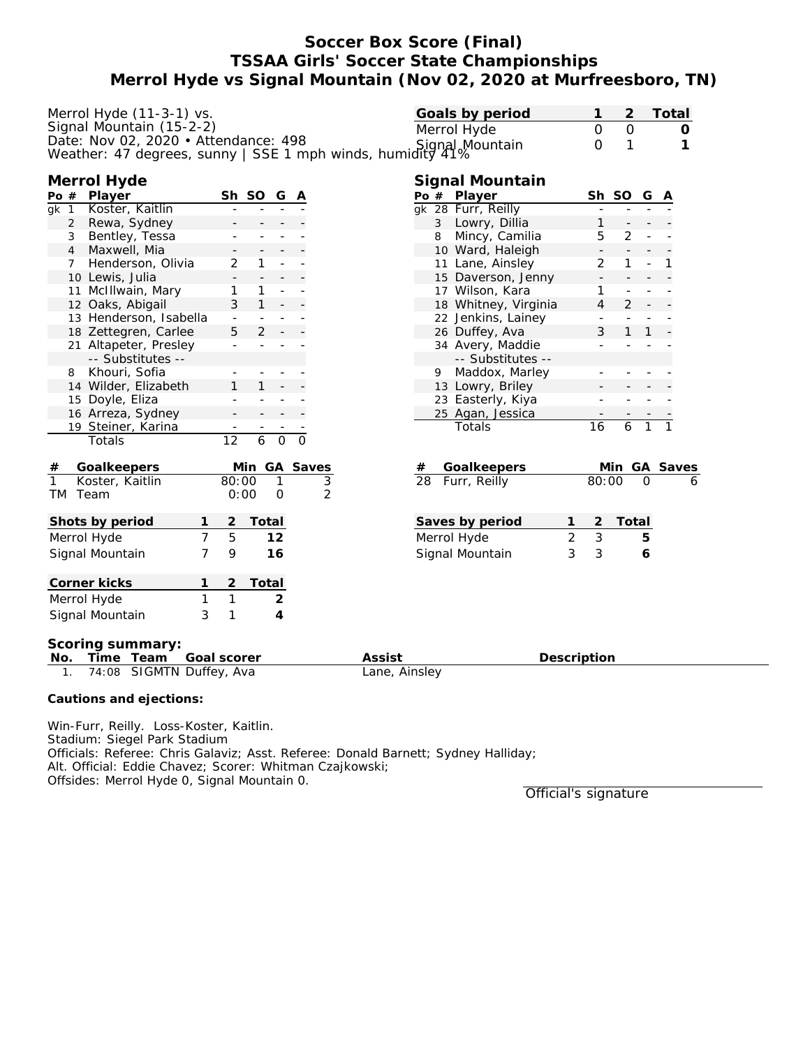# Soccer Box Score (Final)
## TSSAA Girls' Soccer State Championships
## Merrol Hyde vs Signal Mountain (Nov 02, 2020 at Murfreesboro, TN)

Merrol Hyde (11-3-1) vs.
Signal Mountain (15-2-2)
Date: Nov 02, 2020 • Attendance: 498
Weather: 47 degrees, sunny | SSE 1 mph winds, humidity 41%

| Goals by period | 1 | 2 | Total |
|---|---|---|---|
| Merrol Hyde | 0 | 0 | **0** |
| Signal Mountain | 0 | 1 | **1** |

### Merrol Hyde

| Po | # | Player | Sh | SO | G | A |
|---|---|---|---|---|---|---|
| gk | 1 | Koster, Kaitlin | - | - | - | - |
| | 2 | Rewa, Sydney | - | - | - | - |
| | 3 | Bentley, Tessa | - | - | - | - |
| | 4 | Maxwell, Mia | - | - | - | - |
| | 7 | Henderson, Olivia | 2 | 1 | - | - |
| | 10 | Lewis, Julia | - | - | - | - |
| | 11 | McIllwain, Mary | 1 | 1 | - | - |
| | 12 | Oaks, Abigail | 3 | 1 | - | - |
| | 13 | Henderson, Isabella | - | - | - | - |
| | 18 | Zettegren, Carlee | 5 | 2 | - | - |
| | 21 | Altapeter, Presley | - | - | - | - |
| | | -- Substitutes -- | | | | |
| | 8 | Khouri, Sofia | - | - | - | - |
| | 14 | Wilder, Elizabeth | 1 | 1 | - | - |
| | 15 | Doyle, Eliza | - | - | - | - |
| | 16 | Arreza, Sydney | - | - | - | - |
| | 19 | Steiner, Karina | - | - | - | - |
| | | Totals | 12 | 6 | 0 | 0 |

| # | Goalkeepers | Min | GA | Saves |
|---|---|---|---|---|
| 1 | Koster, Kaitlin | 80:00 | 1 | 3 |
| TM | Team | 0:00 | 0 | 2 |

### Signal Mountain

| Po | # | Player | Sh | SO | G | A |
|---|---|---|---|---|---|---|
| gk | 28 | Furr, Reilly | - | - | - | - |
| | 3 | Lowry, Dillia | 1 | - | - | - |
| | 8 | Mincy, Camilia | 5 | 2 | - | - |
| | 10 | Ward, Haleigh | - | - | - | - |
| | 11 | Lane, Ainsley | 2 | 1 | - | 1 |
| | 15 | Daverson, Jenny | - | - | - | - |
| | 17 | Wilson, Kara | 1 | - | - | - |
| | 18 | Whitney, Virginia | 4 | 2 | - | - |
| | 22 | Jenkins, Lainey | - | - | - | - |
| | 26 | Duffey, Ava | 3 | 1 | 1 | - |
| | 34 | Avery, Maddie | - | - | - | - |
| | | -- Substitutes -- | | | | |
| | 9 | Maddox, Marley | - | - | - | - |
| | 13 | Lowry, Briley | - | - | - | - |
| | 23 | Easterly, Kiya | - | - | - | - |
| | 25 | Agan, Jessica | - | - | - | - |
| | | Totals | 16 | 6 | 1 | 1 |

| # | Goalkeepers | Min | GA | Saves |
|---|---|---|---|---|
| 28 | Furr, Reilly | 80:00 | 0 | 6 |

| Shots by period | 1 | 2 | Total |
|---|---|---|---|
| Merrol Hyde | 7 | 5 | **12** |
| Signal Mountain | 7 | 9 | **16** |

| Saves by period | 1 | 2 | Total |
|---|---|---|---|
| Merrol Hyde | 2 | 3 | **5** |
| Signal Mountain | 3 | 3 | **6** |

| Corner kicks | 1 | 2 | Total |
|---|---|---|---|
| Merrol Hyde | 1 | 1 | **2** |
| Signal Mountain | 3 | 1 | **4** |

### Scoring summary:

| No. | Time | Team | Goal scorer | Assist | Description |
|---|---|---|---|---|---|
| 1. | 74:08 | SIGMTN | Duffey, Ava | Lane, Ainsley | |

**Cautions and ejections:**

Win-Furr, Reilly. Loss-Koster, Kaitlin.
Stadium: Siegel Park Stadium
Officials: Referee: Chris Galaviz; Asst. Referee: Donald Barnett; Sydney Halliday;
Alt. Official: Eddie Chavez; Scorer: Whitman Czajkowski;
Offsides: Merrol Hyde 0, Signal Mountain 0.

Official's signature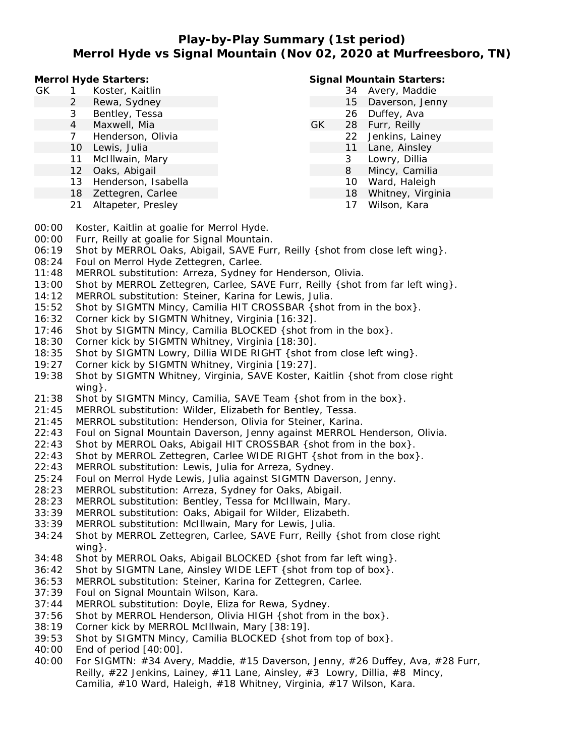# Play-by-Play Summary (1st period)
## Merrol Hyde vs Signal Mountain (Nov 02, 2020 at Murfreesboro, TN)

**Merrol Hyde Starters:**

| | # | Name |
|---|---|---|
| GK | 1 | Koster, Kaitlin |
| | 2 | Rewa, Sydney |
| | 3 | Bentley, Tessa |
| | 4 | Maxwell, Mia |
| | 7 | Henderson, Olivia |
| | 10 | Lewis, Julia |
| | 11 | McIllwain, Mary |
| | 12 | Oaks, Abigail |
| | 13 | Henderson, Isabella |
| | 18 | Zettegren, Carlee |
| | 21 | Altapeter, Presley |

**Signal Mountain Starters:**

| | # | Name |
|---|---|---|
| | 34 | Avery, Maddie |
| | 15 | Daverson, Jenny |
| | 26 | Duffey, Ava |
| GK | 28 | Furr, Reilly |
| | 22 | Jenkins, Lainey |
| | 11 | Lane, Ainsley |
| | 3 | Lowry, Dillia |
| | 8 | Mincy, Camilia |
| | 10 | Ward, Haleigh |
| | 18 | Whitney, Virginia |
| | 17 | Wilson, Kara |

| Time | Play |
|---|---|
| 00:00 | Koster, Kaitlin at goalie for Merrol Hyde. |
| 00:00 | Furr, Reilly at goalie for Signal Mountain. |
| 06:19 | Shot by MERROL Oaks, Abigail, SAVE Furr, Reilly {shot from close left wing}. |
| 08:24 | Foul on Merrol Hyde Zettegren, Carlee. |
| 11:48 | MERROL substitution: Arreza, Sydney for Henderson, Olivia. |
| 13:00 | Shot by MERROL Zettegren, Carlee, SAVE Furr, Reilly {shot from far left wing}. |
| 14:12 | MERROL substitution: Steiner, Karina for Lewis, Julia. |
| 15:52 | Shot by SIGMTN Mincy, Camilia HIT CROSSBAR {shot from in the box}. |
| 16:32 | Corner kick by SIGMTN Whitney, Virginia [16:32]. |
| 17:46 | Shot by SIGMTN Mincy, Camilia BLOCKED {shot from in the box}. |
| 18:30 | Corner kick by SIGMTN Whitney, Virginia [18:30]. |
| 18:35 | Shot by SIGMTN Lowry, Dillia WIDE RIGHT {shot from close left wing}. |
| 19:27 | Corner kick by SIGMTN Whitney, Virginia [19:27]. |
| 19:38 | Shot by SIGMTN Whitney, Virginia, SAVE Koster, Kaitlin {shot from close right wing}. |
| 21:38 | Shot by SIGMTN Mincy, Camilia, SAVE Team {shot from in the box}. |
| 21:45 | MERROL substitution: Wilder, Elizabeth for Bentley, Tessa. |
| 21:45 | MERROL substitution: Henderson, Olivia for Steiner, Karina. |
| 22:43 | Foul on Signal Mountain Daverson, Jenny against MERROL Henderson, Olivia. |
| 22:43 | Shot by MERROL Oaks, Abigail HIT CROSSBAR {shot from in the box}. |
| 22:43 | Shot by MERROL Zettegren, Carlee WIDE RIGHT {shot from in the box}. |
| 22:43 | MERROL substitution: Lewis, Julia for Arreza, Sydney. |
| 25:24 | Foul on Merrol Hyde Lewis, Julia against SIGMTN Daverson, Jenny. |
| 28:23 | MERROL substitution: Arreza, Sydney for Oaks, Abigail. |
| 28:23 | MERROL substitution: Bentley, Tessa for McIllwain, Mary. |
| 33:39 | MERROL substitution: Oaks, Abigail for Wilder, Elizabeth. |
| 33:39 | MERROL substitution: McIllwain, Mary for Lewis, Julia. |
| 34:24 | Shot by MERROL Zettegren, Carlee, SAVE Furr, Reilly {shot from close right wing}. |
| 34:48 | Shot by MERROL Oaks, Abigail BLOCKED {shot from far left wing}. |
| 36:42 | Shot by SIGMTN Lane, Ainsley WIDE LEFT {shot from top of box}. |
| 36:53 | MERROL substitution: Steiner, Karina for Zettegren, Carlee. |
| 37:39 | Foul on Signal Mountain Wilson, Kara. |
| 37:44 | MERROL substitution: Doyle, Eliza for Rewa, Sydney. |
| 37:56 | Shot by MERROL Henderson, Olivia HIGH {shot from in the box}. |
| 38:19 | Corner kick by MERROL McIllwain, Mary [38:19]. |
| 39:53 | Shot by SIGMTN Mincy, Camilia BLOCKED {shot from top of box}. |
| 40:00 | End of period [40:00]. |
| 40:00 | For SIGMTN: #34 Avery, Maddie, #15 Daverson, Jenny, #26 Duffey, Ava, #28 Furr, Reilly, #22 Jenkins, Lainey, #11 Lane, Ainsley, #3 Lowry, Dillia, #8 Mincy, Camilia, #10 Ward, Haleigh, #18 Whitney, Virginia, #17 Wilson, Kara. |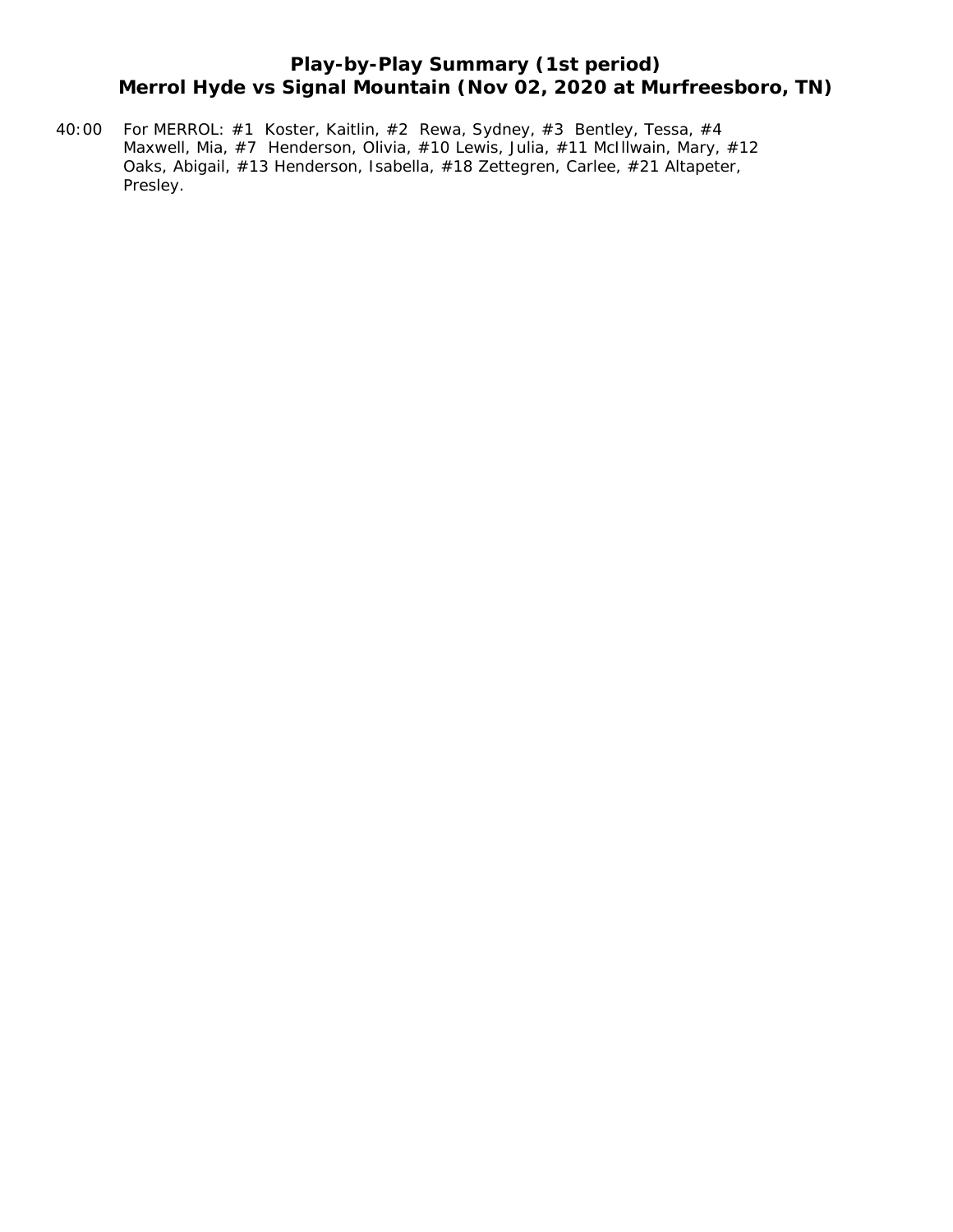# Play-by-Play Summary (1st period)
## Merrol Hyde vs Signal Mountain (Nov 02, 2020 at Murfreesboro, TN)

40:00 For MERROL: #1 Koster, Kaitlin, #2 Rewa, Sydney, #3 Bentley, Tessa, #4 Maxwell, Mia, #7 Henderson, Olivia, #10 Lewis, Julia, #11 McIllwain, Mary, #12 Oaks, Abigail, #13 Henderson, Isabella, #18 Zettegren, Carlee, #21 Altapeter, Presley.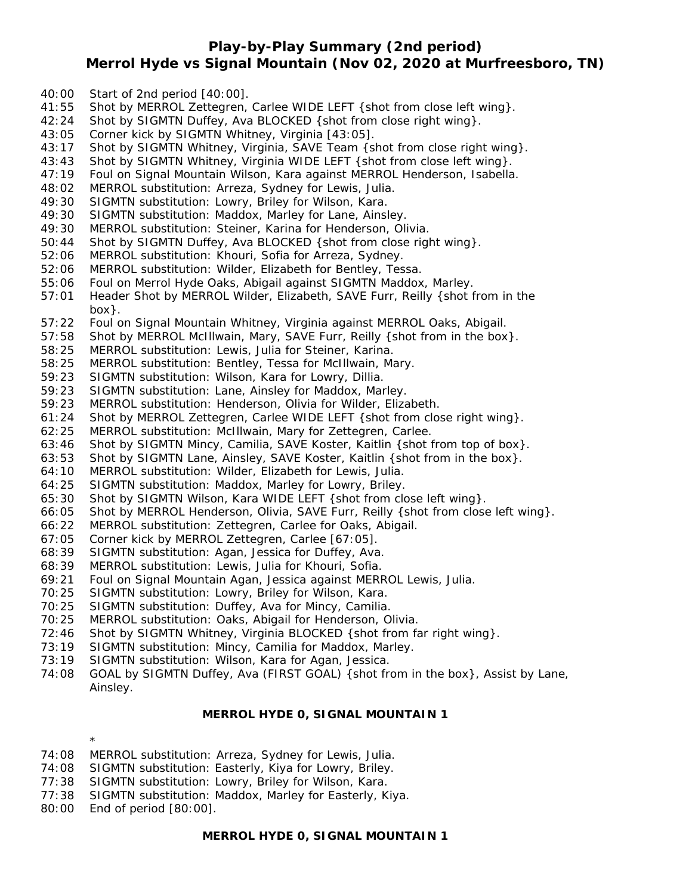# Play-by-Play Summary (2nd period)
## Merrol Hyde vs Signal Mountain (Nov 02, 2020 at Murfreesboro, TN)

40:00 Start of 2nd period [40:00].
41:55 Shot by MERROL Zettegren, Carlee WIDE LEFT {shot from close left wing}.
42:24 Shot by SIGMTN Duffey, Ava BLOCKED {shot from close right wing}.
43:05 Corner kick by SIGMTN Whitney, Virginia [43:05].
43:17 Shot by SIGMTN Whitney, Virginia, SAVE Team {shot from close right wing}.
43:43 Shot by SIGMTN Whitney, Virginia WIDE LEFT {shot from close left wing}.
47:19 Foul on Signal Mountain Wilson, Kara against MERROL Henderson, Isabella.
48:02 MERROL substitution: Arreza, Sydney for Lewis, Julia.
49:30 SIGMTN substitution: Lowry, Briley for Wilson, Kara.
49:30 SIGMTN substitution: Maddox, Marley for Lane, Ainsley.
49:30 MERROL substitution: Steiner, Karina for Henderson, Olivia.
50:44 Shot by SIGMTN Duffey, Ava BLOCKED {shot from close right wing}.
52:06 MERROL substitution: Khouri, Sofia for Arreza, Sydney.
52:06 MERROL substitution: Wilder, Elizabeth for Bentley, Tessa.
55:06 Foul on Merrol Hyde Oaks, Abigail against SIGMTN Maddox, Marley.
57:01 Header Shot by MERROL Wilder, Elizabeth, SAVE Furr, Reilly {shot from in the box}.
57:22 Foul on Signal Mountain Whitney, Virginia against MERROL Oaks, Abigail.
57:58 Shot by MERROL McIllwain, Mary, SAVE Furr, Reilly {shot from in the box}.
58:25 MERROL substitution: Lewis, Julia for Steiner, Karina.
58:25 MERROL substitution: Bentley, Tessa for McIllwain, Mary.
59:23 SIGMTN substitution: Wilson, Kara for Lowry, Dillia.
59:23 SIGMTN substitution: Lane, Ainsley for Maddox, Marley.
59:23 MERROL substitution: Henderson, Olivia for Wilder, Elizabeth.
61:24 Shot by MERROL Zettegren, Carlee WIDE LEFT {shot from close right wing}.
62:25 MERROL substitution: McIllwain, Mary for Zettegren, Carlee.
63:46 Shot by SIGMTN Mincy, Camilia, SAVE Koster, Kaitlin {shot from top of box}.
63:53 Shot by SIGMTN Lane, Ainsley, SAVE Koster, Kaitlin {shot from in the box}.
64:10 MERROL substitution: Wilder, Elizabeth for Lewis, Julia.
64:25 SIGMTN substitution: Maddox, Marley for Lowry, Briley.
65:30 Shot by SIGMTN Wilson, Kara WIDE LEFT {shot from close left wing}.
66:05 Shot by MERROL Henderson, Olivia, SAVE Furr, Reilly {shot from close left wing}.
66:22 MERROL substitution: Zettegren, Carlee for Oaks, Abigail.
67:05 Corner kick by MERROL Zettegren, Carlee [67:05].
68:39 SIGMTN substitution: Agan, Jessica for Duffey, Ava.
68:39 MERROL substitution: Lewis, Julia for Khouri, Sofia.
69:21 Foul on Signal Mountain Agan, Jessica against MERROL Lewis, Julia.
70:25 SIGMTN substitution: Lowry, Briley for Wilson, Kara.
70:25 SIGMTN substitution: Duffey, Ava for Mincy, Camilia.
70:25 MERROL substitution: Oaks, Abigail for Henderson, Olivia.
72:46 Shot by SIGMTN Whitney, Virginia BLOCKED {shot from far right wing}.
73:19 SIGMTN substitution: Mincy, Camilia for Maddox, Marley.
73:19 SIGMTN substitution: Wilson, Kara for Agan, Jessica.
74:08 GOAL by SIGMTN Duffey, Ava (FIRST GOAL) {shot from in the box}, Assist by Lane, Ainsley.

**MERROL HYDE 0, SIGNAL MOUNTAIN 1**

*

74:08 MERROL substitution: Arreza, Sydney for Lewis, Julia.
74:08 SIGMTN substitution: Easterly, Kiya for Lowry, Briley.
77:38 SIGMTN substitution: Lowry, Briley for Wilson, Kara.
77:38 SIGMTN substitution: Maddox, Marley for Easterly, Kiya.
80:00 End of period [80:00].

**MERROL HYDE 0, SIGNAL MOUNTAIN 1**